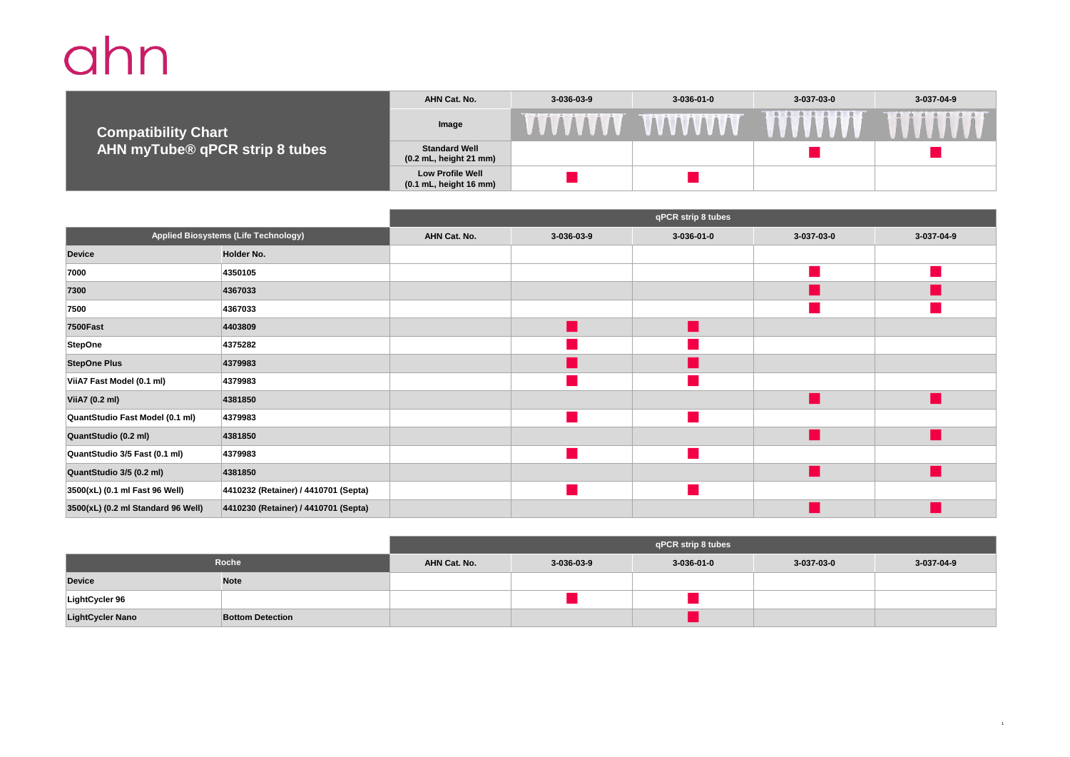ahn

| **Compatibility Chart AHN myTube® qPCR strip 8 tubes** | AHN Cat. No. | 3-036-03-9 | 3-036-01-0 | 3-037-03-0 | 3-037-04-9 |
|---|---|---|---|---|---|
| | Image | | | | |
| | Standard Well (0.2 mL, height 21 mm) | | | ■ | ■ |
| | Low Profile Well (0.1 mL, height 16 mm) | ■ | ■ | | |

| | | | qPCR strip 8 tubes | | | |
|---|---|---|---|---|---|---|
| **Applied Biosystems (Life Technology)** | | AHN Cat. No. | 3-036-03-9 | 3-036-01-0 | 3-037-03-0 | 3-037-04-9 |
| **Device** | **Holder No.** | | | | | |
| **7000** | **4350105** | | | | ■ | ■ |
| **7300** | **4367033** | | | | ■ | ■ |
| **7500** | **4367033** | | | | ■ | ■ |
| **7500Fast** | **4403809** | | ■ | ■ | | |
| **StepOne** | **4375282** | | ■ | ■ | | |
| **StepOne Plus** | **4379983** | | ■ | ■ | | |
| **ViiA7 Fast Model (0.1 ml)** | **4379983** | | ■ | ■ | | |
| **ViiA7 (0.2 ml)** | **4381850** | | | | ■ | ■ |
| **QuantStudio Fast Model (0.1 ml)** | **4379983** | | ■ | ■ | | |
| **QuantStudio (0.2 ml)** | **4381850** | | | | ■ | ■ |
| **QuantStudio 3/5 Fast (0.1 ml)** | **4379983** | | ■ | ■ | | |
| **QuantStudio 3/5 (0.2 ml)** | **4381850** | | | | ■ | ■ |
| **3500(xL) (0.1 ml Fast 96 Well)** | **4410232 (Retainer) / 4410701 (Septa)** | | ■ | ■ | | |
| **3500(xL) (0.2 ml Standard 96 Well)** | **4410230 (Retainer) / 4410701 (Septa)** | | | | ■ | ■ |

| | | | qPCR strip 8 tubes | | | |
|---|---|---|---|---|---|---|
| **Roche** | | AHN Cat. No. | 3-036-03-9 | 3-036-01-0 | 3-037-03-0 | 3-037-04-9 |
| **Device** | **Note** | | | | | |
| **LightCycler 96** | | | ■ | ■ | | |
| **LightCycler Nano** | **Bottom Detection** | | | ■ | | |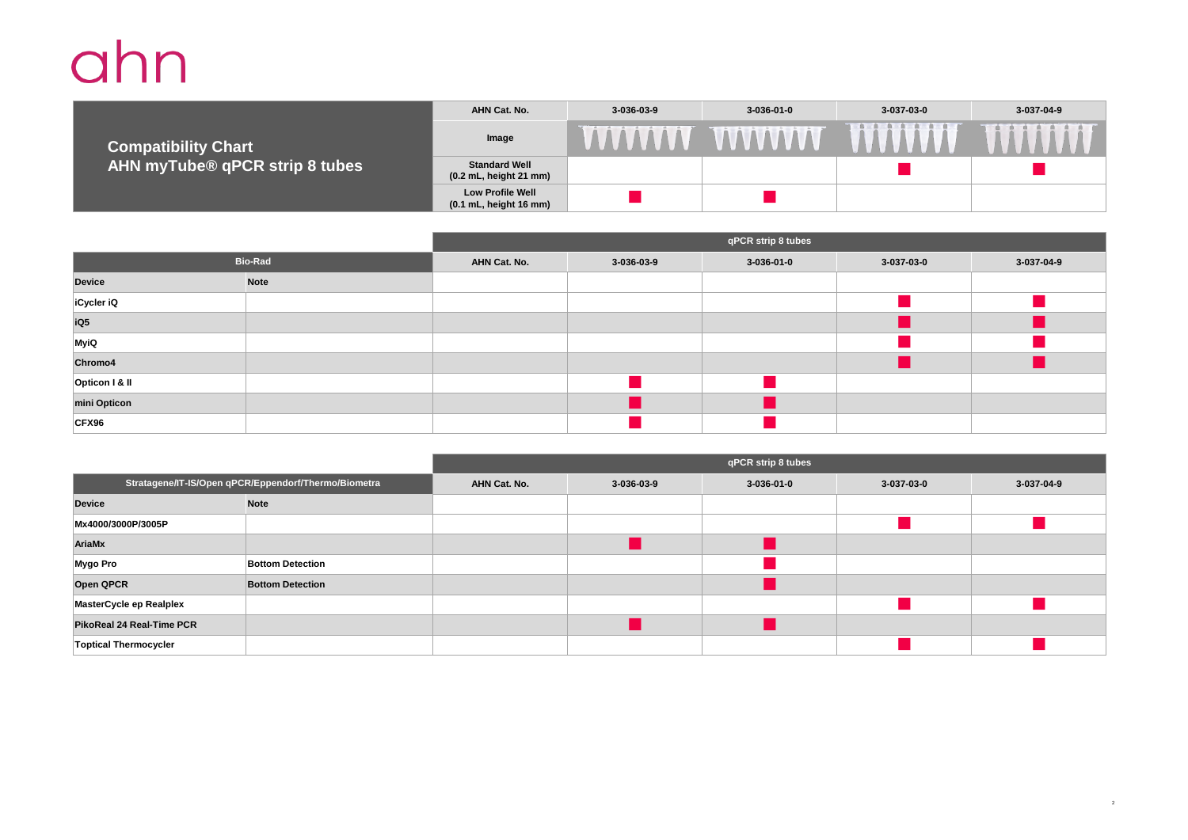ahn

## Compatibility Chart
## AHN myTube® qPCR strip 8 tubes

| AHN Cat. No. | 3-036-03-9 | 3-036-01-0 | 3-037-03-0 | 3-037-04-9 |
|---|---|---|---|---|
| Image | | | | |
| Standard Well (0.2 mL, height 21 mm) | | | ■ | ■ |
| Low Profile Well (0.1 mL, height 16 mm) | ■ | ■ | | |

| | | | qPCR strip 8 tubes | | | |
|---|---|---|---|---|---|---|
| **Bio-Rad** | | AHN Cat. No. | 3-036-03-9 | 3-036-01-0 | 3-037-03-0 | 3-037-04-9 |
| **Device** | **Note** | | | | | |
| iCycler iQ | | | | | ■ | ■ |
| iQ5 | | | | | ■ | ■ |
| MyiQ | | | | | ■ | ■ |
| Chromo4 | | | | | ■ | ■ |
| Opticon I & II | | | ■ | ■ | | |
| mini Opticon | | | ■ | ■ | | |
| CFX96 | | | ■ | ■ | | |

| | | | qPCR strip 8 tubes | | | |
|---|---|---|---|---|---|---|
| **Stratagene/IT-IS/Open qPCR/Eppendorf/Thermo/Biometra** | | AHN Cat. No. | 3-036-03-9 | 3-036-01-0 | 3-037-03-0 | 3-037-04-9 |
| **Device** | **Note** | | | | | |
| Mx4000/3000P/3005P | | | | | ■ | ■ |
| AriaMx | | | ■ | ■ | | |
| Mygo Pro | Bottom Detection | | | ■ | | |
| Open QPCR | Bottom Detection | | | ■ | | |
| MasterCycle ep Realplex | | | | | ■ | ■ |
| PikoReal 24 Real-Time PCR | | | ■ | ■ | | |
| Toptical Thermocycler | | | | | ■ | ■ |